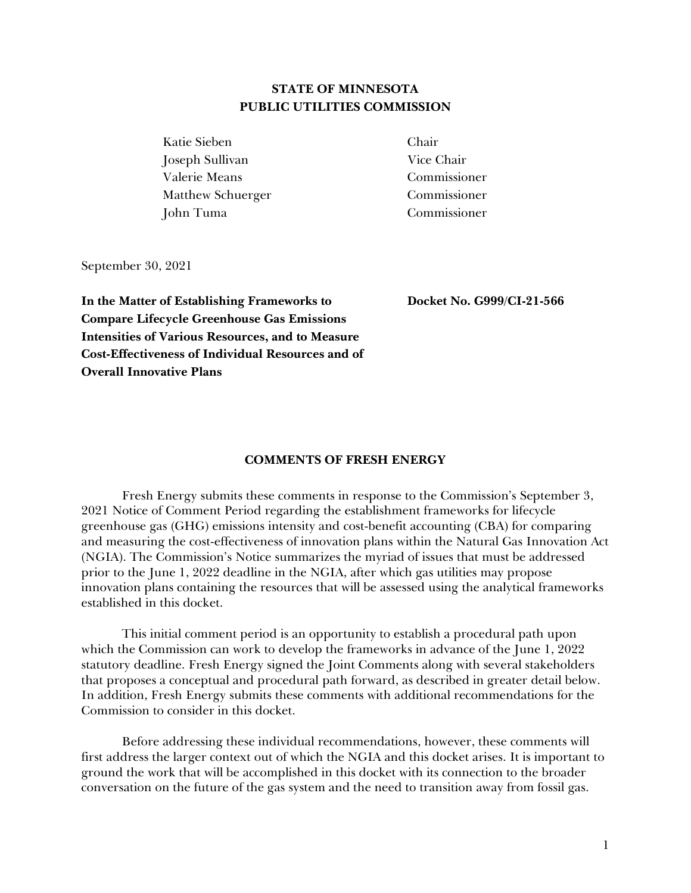**STATE OF MINNESOTA**
**PUBLIC UTILITIES COMMISSION**

| | |
|---|---|
| Katie Sieben | Chair |
| Joseph Sullivan | Vice Chair |
| Valerie Means | Commissioner |
| Matthew Schuerger | Commissioner |
| John Tuma | Commissioner |

September 30, 2021

**In the Matter of Establishing Frameworks to Compare Lifecycle Greenhouse Gas Emissions Intensities of Various Resources, and to Measure Cost-Effectiveness of Individual Resources and of Overall Innovative Plans**

**Docket No. G999/CI-21-566**

## COMMENTS OF FRESH ENERGY

Fresh Energy submits these comments in response to the Commission's September 3, 2021 Notice of Comment Period regarding the establishment frameworks for lifecycle greenhouse gas (GHG) emissions intensity and cost-benefit accounting (CBA) for comparing and measuring the cost-effectiveness of innovation plans within the Natural Gas Innovation Act (NGIA). The Commission's Notice summarizes the myriad of issues that must be addressed prior to the June 1, 2022 deadline in the NGIA, after which gas utilities may propose innovation plans containing the resources that will be assessed using the analytical frameworks established in this docket.

This initial comment period is an opportunity to establish a procedural path upon which the Commission can work to develop the frameworks in advance of the June 1, 2022 statutory deadline. Fresh Energy signed the Joint Comments along with several stakeholders that proposes a conceptual and procedural path forward, as described in greater detail below. In addition, Fresh Energy submits these comments with additional recommendations for the Commission to consider in this docket.

Before addressing these individual recommendations, however, these comments will first address the larger context out of which the NGIA and this docket arises. It is important to ground the work that will be accomplished in this docket with its connection to the broader conversation on the future of the gas system and the need to transition away from fossil gas.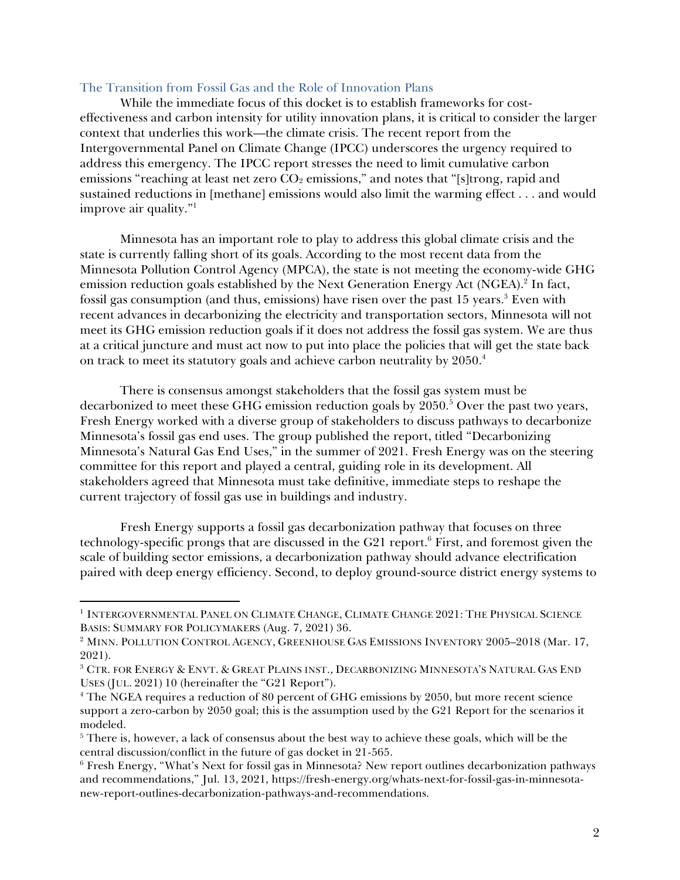## The Transition from Fossil Gas and the Role of Innovation Plans

While the immediate focus of this docket is to establish frameworks for cost-effectiveness and carbon intensity for utility innovation plans, it is critical to consider the larger context that underlies this work—the climate crisis. The recent report from the Intergovernmental Panel on Climate Change (IPCC) underscores the urgency required to address this emergency. The IPCC report stresses the need to limit cumulative carbon emissions "reaching at least net zero $CO_2$ emissions," and notes that "[s]trong, rapid and sustained reductions in [methane] emissions would also limit the warming effect . . . and would improve air quality."[1]

Minnesota has an important role to play to address this global climate crisis and the state is currently falling short of its goals. According to the most recent data from the Minnesota Pollution Control Agency (MPCA), the state is not meeting the economy-wide GHG emission reduction goals established by the Next Generation Energy Act (NGEA).[2] In fact, fossil gas consumption (and thus, emissions) have risen over the past 15 years.[3] Even with recent advances in decarbonizing the electricity and transportation sectors, Minnesota will not meet its GHG emission reduction goals if it does not address the fossil gas system. We are thus at a critical juncture and must act now to put into place the policies that will get the state back on track to meet its statutory goals and achieve carbon neutrality by 2050.[4]

There is consensus amongst stakeholders that the fossil gas system must be decarbonized to meet these GHG emission reduction goals by 2050.[5] Over the past two years, Fresh Energy worked with a diverse group of stakeholders to discuss pathways to decarbonize Minnesota's fossil gas end uses. The group published the report, titled "Decarbonizing Minnesota's Natural Gas End Uses," in the summer of 2021. Fresh Energy was on the steering committee for this report and played a central, guiding role in its development. All stakeholders agreed that Minnesota must take definitive, immediate steps to reshape the current trajectory of fossil gas use in buildings and industry.

Fresh Energy supports a fossil gas decarbonization pathway that focuses on three technology-specific prongs that are discussed in the G21 report.[6] First, and foremost given the scale of building sector emissions, a decarbonization pathway should advance electrification paired with deep energy efficiency. Second, to deploy ground-source district energy systems to

---

[1] Intergovernmental Panel on Climate Change, Climate Change 2021: The Physical Science Basis: Summary for Policymakers (Aug. 7, 2021) 36.

[2] Minn. Pollution Control Agency, Greenhouse Gas Emissions Inventory 2005–2018 (Mar. 17, 2021).

[3] Ctr. for Energy & Envt. & Great Plains Inst., Decarbonizing Minnesota's Natural Gas End Uses (Jul. 2021) 10 (hereinafter the "G21 Report").

[4] The NGEA requires a reduction of 80 percent of GHG emissions by 2050, but more recent science support a zero-carbon by 2050 goal; this is the assumption used by the G21 Report for the scenarios it modeled.

[5] There is, however, a lack of consensus about the best way to achieve these goals, which will be the central discussion/conflict in the future of gas docket in 21-565.

[6] Fresh Energy, "What's Next for fossil gas in Minnesota? New report outlines decarbonization pathways and recommendations," Jul. 13, 2021, https://fresh-energy.org/whats-next-for-fossil-gas-in-minnesota-new-report-outlines-decarbonization-pathways-and-recommendations.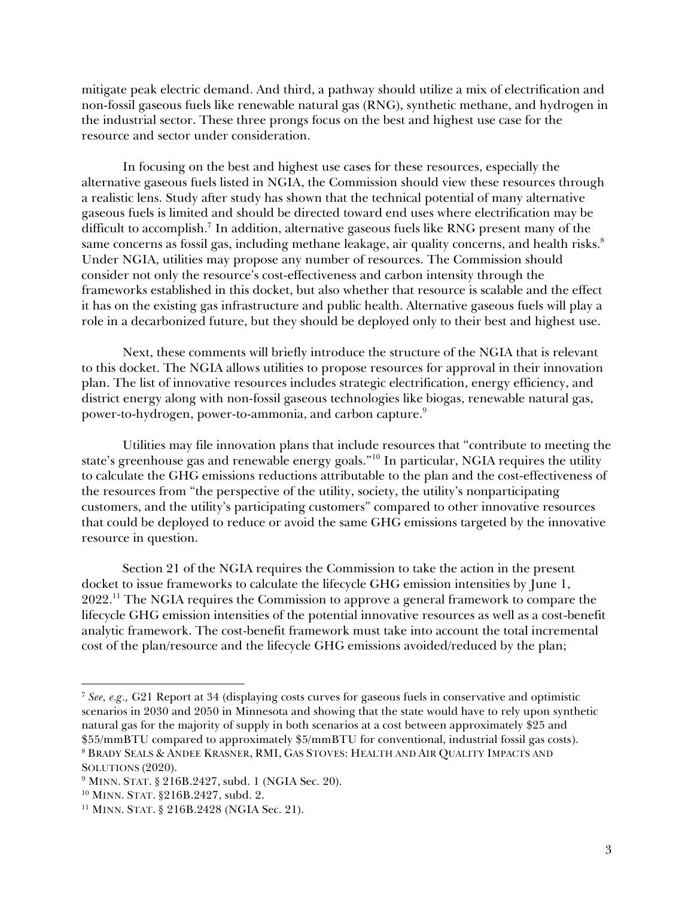mitigate peak electric demand. And third, a pathway should utilize a mix of electrification and non-fossil gaseous fuels like renewable natural gas (RNG), synthetic methane, and hydrogen in the industrial sector. These three prongs focus on the best and highest use case for the resource and sector under consideration.

In focusing on the best and highest use cases for these resources, especially the alternative gaseous fuels listed in NGIA, the Commission should view these resources through a realistic lens. Study after study has shown that the technical potential of many alternative gaseous fuels is limited and should be directed toward end uses where electrification may be difficult to accomplish.[7] In addition, alternative gaseous fuels like RNG present many of the same concerns as fossil gas, including methane leakage, air quality concerns, and health risks.[8] Under NGIA, utilities may propose any number of resources. The Commission should consider not only the resource's cost-effectiveness and carbon intensity through the frameworks established in this docket, but also whether that resource is scalable and the effect it has on the existing gas infrastructure and public health. Alternative gaseous fuels will play a role in a decarbonized future, but they should be deployed only to their best and highest use.

Next, these comments will briefly introduce the structure of the NGIA that is relevant to this docket. The NGIA allows utilities to propose resources for approval in their innovation plan. The list of innovative resources includes strategic electrification, energy efficiency, and district energy along with non-fossil gaseous technologies like biogas, renewable natural gas, power-to-hydrogen, power-to-ammonia, and carbon capture.[9]

Utilities may file innovation plans that include resources that "contribute to meeting the state's greenhouse gas and renewable energy goals."[10] In particular, NGIA requires the utility to calculate the GHG emissions reductions attributable to the plan and the cost-effectiveness of the resources from "the perspective of the utility, society, the utility's nonparticipating customers, and the utility's participating customers" compared to other innovative resources that could be deployed to reduce or avoid the same GHG emissions targeted by the innovative resource in question.

Section 21 of the NGIA requires the Commission to take the action in the present docket to issue frameworks to calculate the lifecycle GHG emission intensities by June 1, 2022.[11] The NGIA requires the Commission to approve a general framework to compare the lifecycle GHG emission intensities of the potential innovative resources as well as a cost-benefit analytic framework. The cost-benefit framework must take into account the total incremental cost of the plan/resource and the lifecycle GHG emissions avoided/reduced by the plan;

---

[7] *See, e.g.,* G21 Report at 34 (displaying costs curves for gaseous fuels in conservative and optimistic scenarios in 2030 and 2050 in Minnesota and showing that the state would have to rely upon synthetic natural gas for the majority of supply in both scenarios at a cost between approximately \$25 and \$55/mmBTU compared to approximately \$5/mmBTU for conventional, industrial fossil gas costs).

[8] BRADY SEALS & ANDEE KRASNER, RMI, GAS STOVES: HEALTH AND AIR QUALITY IMPACTS AND SOLUTIONS (2020).

[9] MINN. STAT. § 216B.2427, subd. 1 (NGIA Sec. 20).

[10] MINN. STAT. §216B.2427, subd. 2.

[11] MINN. STAT. § 216B.2428 (NGIA Sec. 21).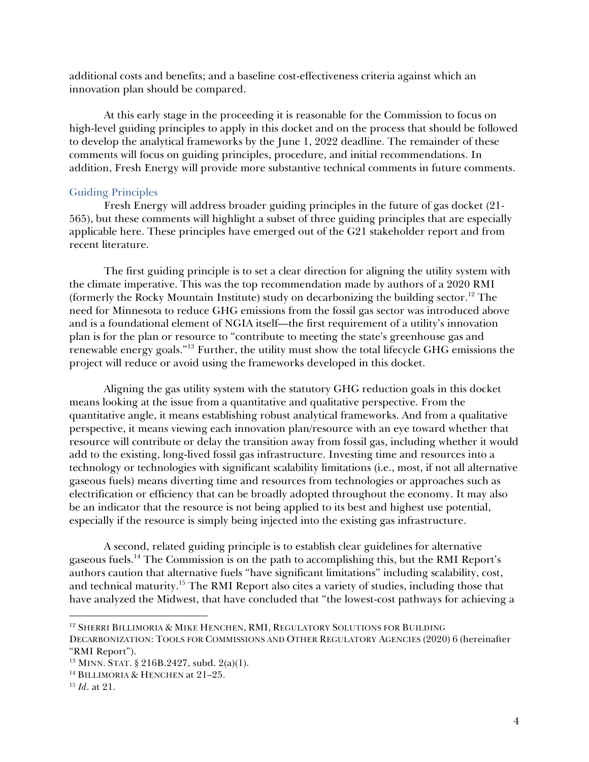additional costs and benefits; and a baseline cost-effectiveness criteria against which an innovation plan should be compared.

At this early stage in the proceeding it is reasonable for the Commission to focus on high-level guiding principles to apply in this docket and on the process that should be followed to develop the analytical frameworks by the June 1, 2022 deadline. The remainder of these comments will focus on guiding principles, procedure, and initial recommendations. In addition, Fresh Energy will provide more substantive technical comments in future comments.

## Guiding Principles

Fresh Energy will address broader guiding principles in the future of gas docket (21-565), but these comments will highlight a subset of three guiding principles that are especially applicable here. These principles have emerged out of the G21 stakeholder report and from recent literature.

The first guiding principle is to set a clear direction for aligning the utility system with the climate imperative. This was the top recommendation made by authors of a 2020 RMI (formerly the Rocky Mountain Institute) study on decarbonizing the building sector.[12] The need for Minnesota to reduce GHG emissions from the fossil gas sector was introduced above and is a foundational element of NGIA itself—the first requirement of a utility's innovation plan is for the plan or resource to "contribute to meeting the state's greenhouse gas and renewable energy goals."[13] Further, the utility must show the total lifecycle GHG emissions the project will reduce or avoid using the frameworks developed in this docket.

Aligning the gas utility system with the statutory GHG reduction goals in this docket means looking at the issue from a quantitative and qualitative perspective. From the quantitative angle, it means establishing robust analytical frameworks. And from a qualitative perspective, it means viewing each innovation plan/resource with an eye toward whether that resource will contribute or delay the transition away from fossil gas, including whether it would add to the existing, long-lived fossil gas infrastructure. Investing time and resources into a technology or technologies with significant scalability limitations (i.e., most, if not all alternative gaseous fuels) means diverting time and resources from technologies or approaches such as electrification or efficiency that can be broadly adopted throughout the economy. It may also be an indicator that the resource is not being applied to its best and highest use potential, especially if the resource is simply being injected into the existing gas infrastructure.

A second, related guiding principle is to establish clear guidelines for alternative gaseous fuels.[14] The Commission is on the path to accomplishing this, but the RMI Report's authors caution that alternative fuels "have significant limitations" including scalability, cost, and technical maturity.[15] The RMI Report also cites a variety of studies, including those that have analyzed the Midwest, that have concluded that "the lowest-cost pathways for achieving a

---

[12] Sherri Billimoria & Mike Henchen, RMI, Regulatory Solutions for Building Decarbonization: Tools for Commissions and Other Regulatory Agencies (2020) 6 (hereinafter "RMI Report").

[13] Minn. Stat. § 216B.2427, subd. 2(a)(1).

[14] Billimoria & Henchen at 21–25.

[15] *Id*. at 21.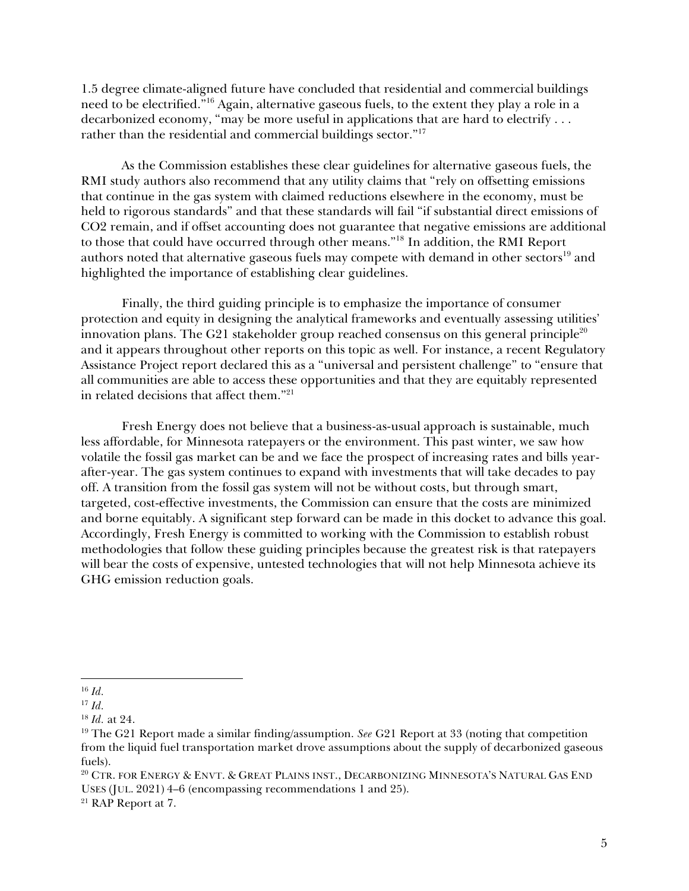1.5 degree climate-aligned future have concluded that residential and commercial buildings need to be electrified."[16] Again, alternative gaseous fuels, to the extent they play a role in a decarbonized economy, "may be more useful in applications that are hard to electrify . . . rather than the residential and commercial buildings sector."[17]

As the Commission establishes these clear guidelines for alternative gaseous fuels, the RMI study authors also recommend that any utility claims that "rely on offsetting emissions that continue in the gas system with claimed reductions elsewhere in the economy, must be held to rigorous standards" and that these standards will fail "if substantial direct emissions of CO2 remain, and if offset accounting does not guarantee that negative emissions are additional to those that could have occurred through other means."[18] In addition, the RMI Report authors noted that alternative gaseous fuels may compete with demand in other sectors[19] and highlighted the importance of establishing clear guidelines.

Finally, the third guiding principle is to emphasize the importance of consumer protection and equity in designing the analytical frameworks and eventually assessing utilities' innovation plans. The G21 stakeholder group reached consensus on this general principle[20] and it appears throughout other reports on this topic as well. For instance, a recent Regulatory Assistance Project report declared this as a "universal and persistent challenge" to "ensure that all communities are able to access these opportunities and that they are equitably represented in related decisions that affect them."[21]

Fresh Energy does not believe that a business-as-usual approach is sustainable, much less affordable, for Minnesota ratepayers or the environment. This past winter, we saw how volatile the fossil gas market can be and we face the prospect of increasing rates and bills year-after-year. The gas system continues to expand with investments that will take decades to pay off. A transition from the fossil gas system will not be without costs, but through smart, targeted, cost-effective investments, the Commission can ensure that the costs are minimized and borne equitably. A significant step forward can be made in this docket to advance this goal. Accordingly, Fresh Energy is committed to working with the Commission to establish robust methodologies that follow these guiding principles because the greatest risk is that ratepayers will bear the costs of expensive, untested technologies that will not help Minnesota achieve its GHG emission reduction goals.

---

[16] *Id.*

[17] *Id.*

[18] *Id.* at 24.

[19] The G21 Report made a similar finding/assumption. *See* G21 Report at 33 (noting that competition from the liquid fuel transportation market drove assumptions about the supply of decarbonized gaseous fuels).

[20] CTR. FOR ENERGY & ENVT. & GREAT PLAINS INST., DECARBONIZING MINNESOTA'S NATURAL GAS END USES (JUL. 2021) 4–6 (encompassing recommendations 1 and 25).

[21] RAP Report at 7.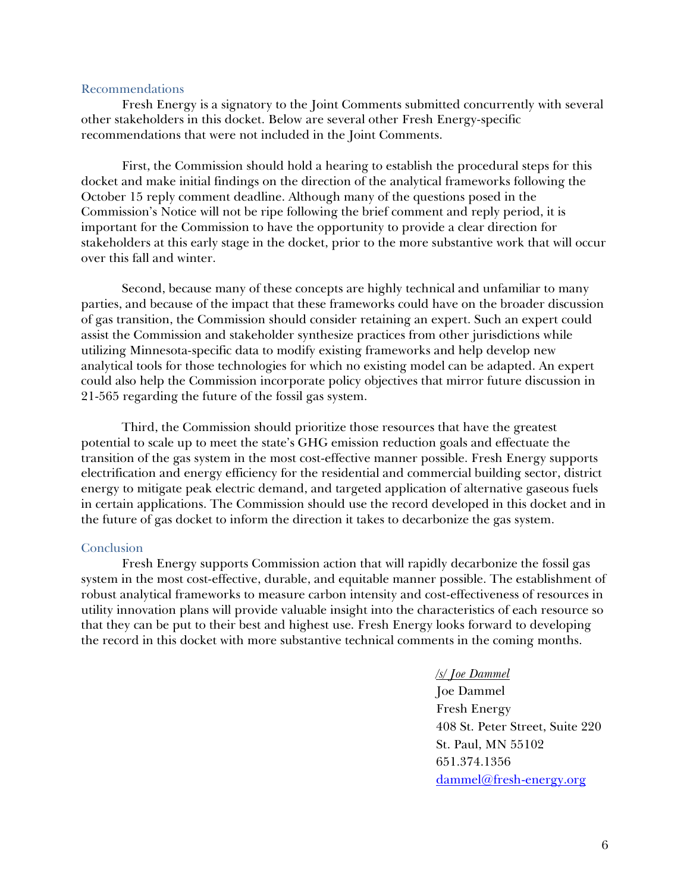## Recommendations

Fresh Energy is a signatory to the Joint Comments submitted concurrently with several other stakeholders in this docket. Below are several other Fresh Energy-specific recommendations that were not included in the Joint Comments.

First, the Commission should hold a hearing to establish the procedural steps for this docket and make initial findings on the direction of the analytical frameworks following the October 15 reply comment deadline. Although many of the questions posed in the Commission's Notice will not be ripe following the brief comment and reply period, it is important for the Commission to have the opportunity to provide a clear direction for stakeholders at this early stage in the docket, prior to the more substantive work that will occur over this fall and winter.

Second, because many of these concepts are highly technical and unfamiliar to many parties, and because of the impact that these frameworks could have on the broader discussion of gas transition, the Commission should consider retaining an expert. Such an expert could assist the Commission and stakeholder synthesize practices from other jurisdictions while utilizing Minnesota-specific data to modify existing frameworks and help develop new analytical tools for those technologies for which no existing model can be adapted. An expert could also help the Commission incorporate policy objectives that mirror future discussion in 21-565 regarding the future of the fossil gas system.

Third, the Commission should prioritize those resources that have the greatest potential to scale up to meet the state's GHG emission reduction goals and effectuate the transition of the gas system in the most cost-effective manner possible. Fresh Energy supports electrification and energy efficiency for the residential and commercial building sector, district energy to mitigate peak electric demand, and targeted application of alternative gaseous fuels in certain applications. The Commission should use the record developed in this docket and in the future of gas docket to inform the direction it takes to decarbonize the gas system.

## Conclusion

Fresh Energy supports Commission action that will rapidly decarbonize the fossil gas system in the most cost-effective, durable, and equitable manner possible. The establishment of robust analytical frameworks to measure carbon intensity and cost-effectiveness of resources in utility innovation plans will provide valuable insight into the characteristics of each resource so that they can be put to their best and highest use. Fresh Energy looks forward to developing the record in this docket with more substantive technical comments in the coming months.

*/s/ Joe Dammel*
Joe Dammel
Fresh Energy
408 St. Peter Street, Suite 220
St. Paul, MN 55102
651.374.1356
dammel@fresh-energy.org